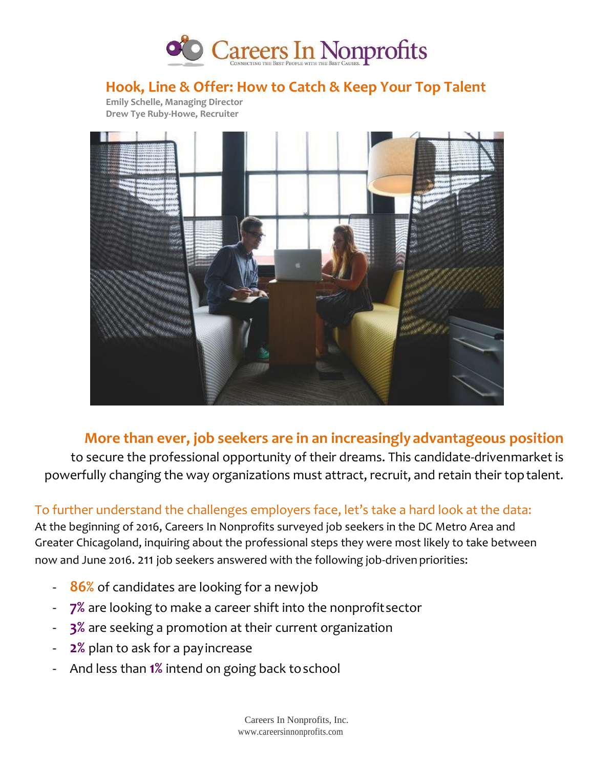Careers In Nonprofits

CONNECTING THE BEST PEOPLE WITH THE BEST CAUSES.

# Hook, Line & Offer: How to Catch & Keep Your Top Talent

**Emily Schelle, Managing Director**
**Drew Tye Ruby-Howe, Recruiter**

**More than ever, job seekers are in an increasingly advantageous position** to secure the professional opportunity of their dreams. This candidate-driven market is powerfully changing the way organizations must attract, recruit, and retain their top talent.

## To further understand the challenges employers face, let's take a hard look at the data:

At the beginning of 2016, Careers In Nonprofits surveyed job seekers in the DC Metro Area and Greater Chicagoland, inquiring about the professional steps they were most likely to take between now and June 2016. 211 job seekers answered with the following job-driven priorities:

- **86%** of candidates are looking for a new job
- **7%** are looking to make a career shift into the nonprofit sector
- **3%** are seeking a promotion at their current organization
- **2%** plan to ask for a pay increase
- And less than **1%** intend on going back to school

Careers In Nonprofits, Inc.
www.careersinnonprofits.com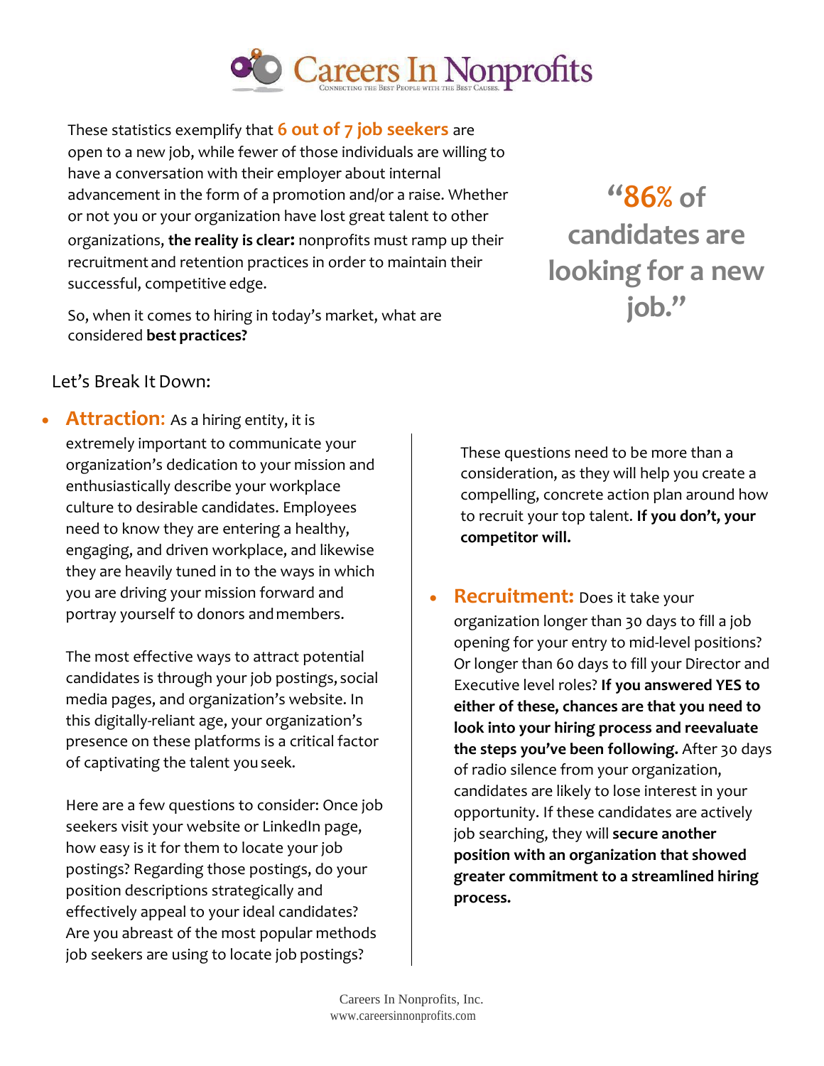These statistics exemplify that **6 out of 7 job seekers** are open to a new job, while fewer of those individuals are willing to have a conversation with their employer about internal advancement in the form of a promotion and/or a raise. Whether or not you or your organization have lost great talent to other organizations, **the reality is clear:** nonprofits must ramp up their recruitment and retention practices in order to maintain their successful, competitive edge.

> **"86% of candidates are looking for a new job."**

So, when it comes to hiring in today's market, what are considered **best practices?**

Let's Break It Down:

- **Attraction:** As a hiring entity, it is extremely important to communicate your organization's dedication to your mission and enthusiastically describe your workplace culture to desirable candidates. Employees need to know they are entering a healthy, engaging, and driven workplace, and likewise they are heavily tuned in to the ways in which you are driving your mission forward and portray yourself to donors and members.

  The most effective ways to attract potential candidates is through your job postings, social media pages, and organization's website. In this digitally-reliant age, your organization's presence on these platforms is a critical factor of captivating the talent you seek.

  Here are a few questions to consider: Once job seekers visit your website or LinkedIn page, how easy is it for them to locate your job postings? Regarding those postings, do your position descriptions strategically and effectively appeal to your ideal candidates? Are you abreast of the most popular methods job seekers are using to locate job postings?

  These questions need to be more than a consideration, as they will help you create a compelling, concrete action plan around how to recruit your top talent. **If you don't, your competitor will.**

- **Recruitment:** Does it take your organization longer than 30 days to fill a job opening for your entry to mid-level positions? Or longer than 60 days to fill your Director and Executive level roles? **If you answered YES to either of these, chances are that you need to look into your hiring process and reevaluate the steps you've been following.** After 30 days of radio silence from your organization, candidates are likely to lose interest in your opportunity. If these candidates are actively job searching, they will **secure another position with an organization that showed greater commitment to a streamlined hiring process.**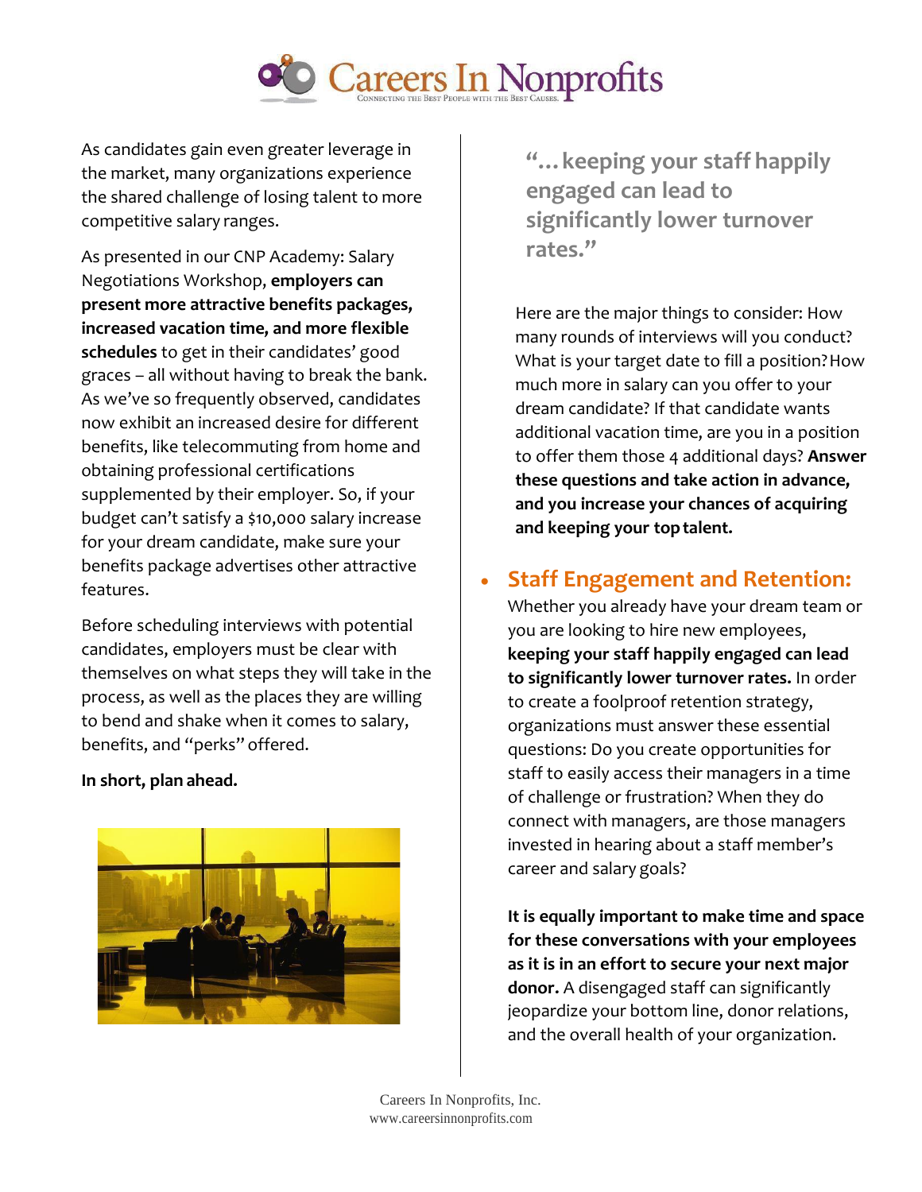As candidates gain even greater leverage in the market, many organizations experience the shared challenge of losing talent to more competitive salary ranges.

As presented in our CNP Academy: Salary Negotiations Workshop, **employers can present more attractive benefits packages, increased vacation time, and more flexible schedules** to get in their candidates' good graces – all without having to break the bank. As we've so frequently observed, candidates now exhibit an increased desire for different benefits, like telecommuting from home and obtaining professional certifications supplemented by their employer. So, if your budget can't satisfy a $10,000 salary increase for your dream candidate, make sure your benefits package advertises other attractive features.

Before scheduling interviews with potential candidates, employers must be clear with themselves on what steps they will take in the process, as well as the places they are willing to bend and shake when it comes to salary, benefits, and "perks" offered.

**In short, plan ahead.**

> **"…keeping your staff happily engaged can lead to significantly lower turnover rates."**

Here are the major things to consider: How many rounds of interviews will you conduct? What is your target date to fill a position? How much more in salary can you offer to your dream candidate? If that candidate wants additional vacation time, are you in a position to offer them those 4 additional days? **Answer these questions and take action in advance, and you increase your chances of acquiring and keeping your top talent.**

- ## Staff Engagement and Retention:

Whether you already have your dream team or you are looking to hire new employees, **keeping your staff happily engaged can lead to significantly lower turnover rates.** In order to create a foolproof retention strategy, organizations must answer these essential questions: Do you create opportunities for staff to easily access their managers in a time of challenge or frustration? When they do connect with managers, are those managers invested in hearing about a staff member's career and salary goals?

**It is equally important to make time and space for these conversations with your employees as it is in an effort to secure your next major donor.** A disengaged staff can significantly jeopardize your bottom line, donor relations, and the overall health of your organization.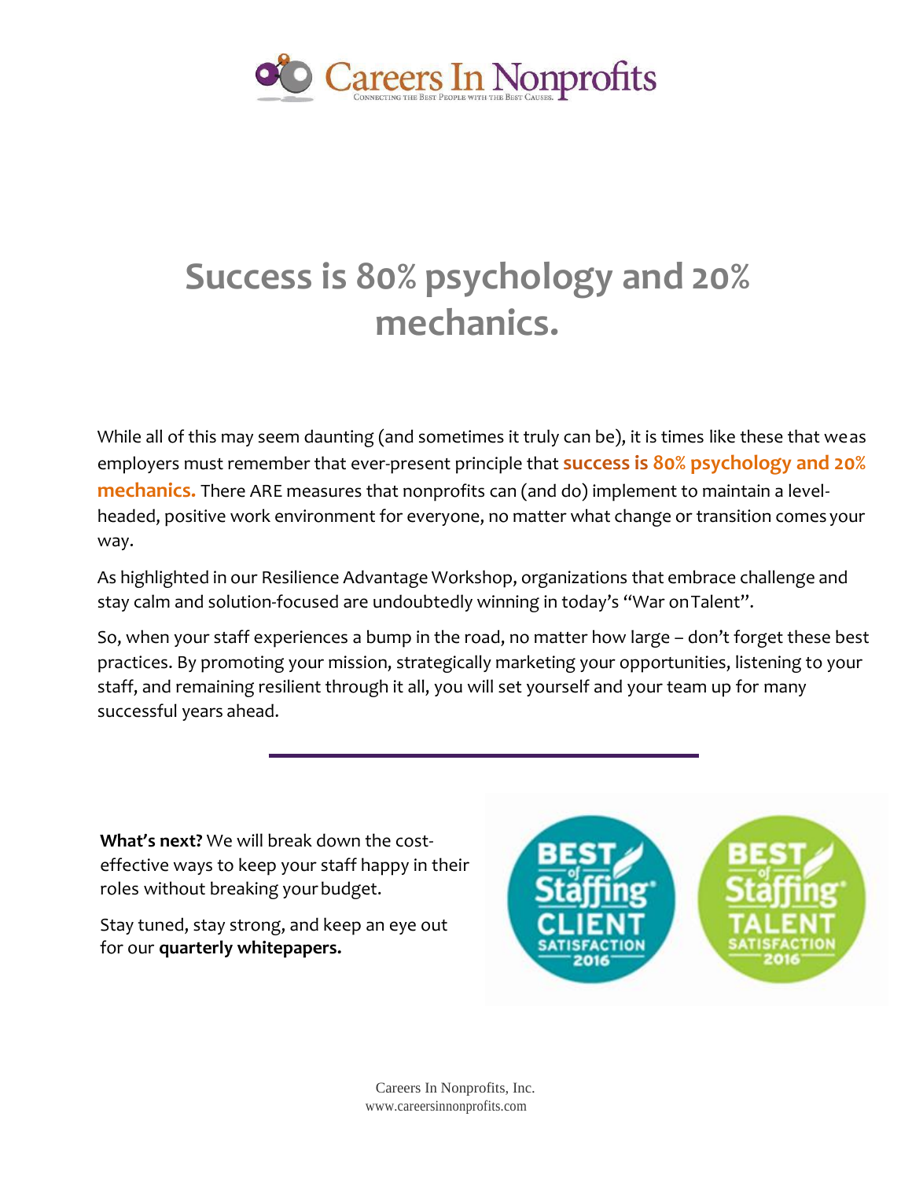# Success is 80% psychology and 20% mechanics.

While all of this may seem daunting (and sometimes it truly can be), it is times like these that we as employers must remember that ever-present principle that **success is 80% psychology and 20% mechanics.** There ARE measures that nonprofits can (and do) implement to maintain a level-headed, positive work environment for everyone, no matter what change or transition comes your way.

As highlighted in our Resilience Advantage Workshop, organizations that embrace challenge and stay calm and solution-focused are undoubtedly winning in today's "War on Talent".

So, when your staff experiences a bump in the road, no matter how large – don't forget these best practices. By promoting your mission, strategically marketing your opportunities, listening to your staff, and remaining resilient through it all, you will set yourself and your team up for many successful years ahead.

---

**What's next?** We will break down the cost-effective ways to keep your staff happy in their roles without breaking your budget.

Stay tuned, stay strong, and keep an eye out for our **quarterly whitepapers.**

Careers In Nonprofits, Inc.
www.careersinnonprofits.com